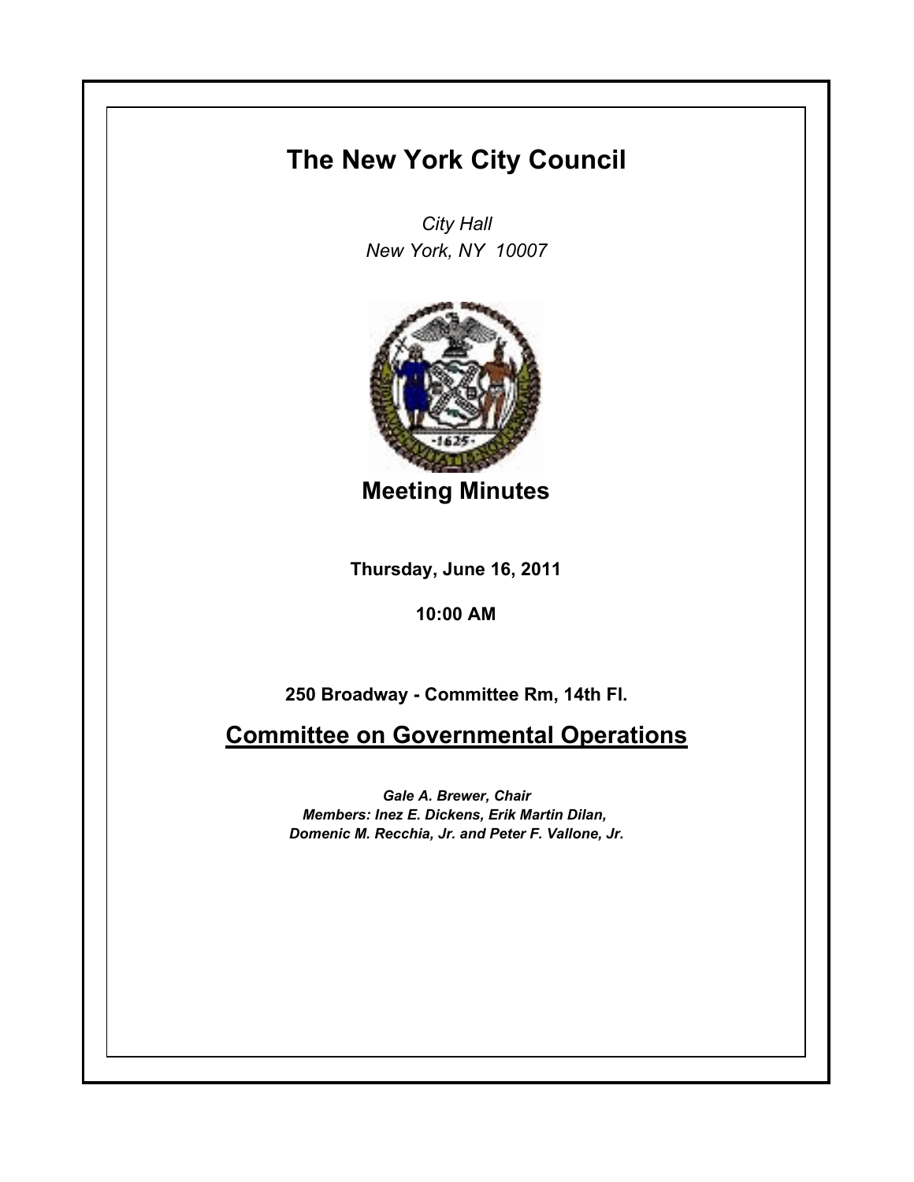# The New York City Council

*City Hall*
*New York, NY 10007*

## Meeting Minutes

**Thursday, June 16, 2011**

**10:00 AM**

**250 Broadway - Committee Rm, 14th Fl.**

## Committee on Governmental Operations

***Gale A. Brewer, Chair***
***Members: Inez E. Dickens, Erik Martin Dilan, Domenic M. Recchia, Jr. and Peter F. Vallone, Jr.***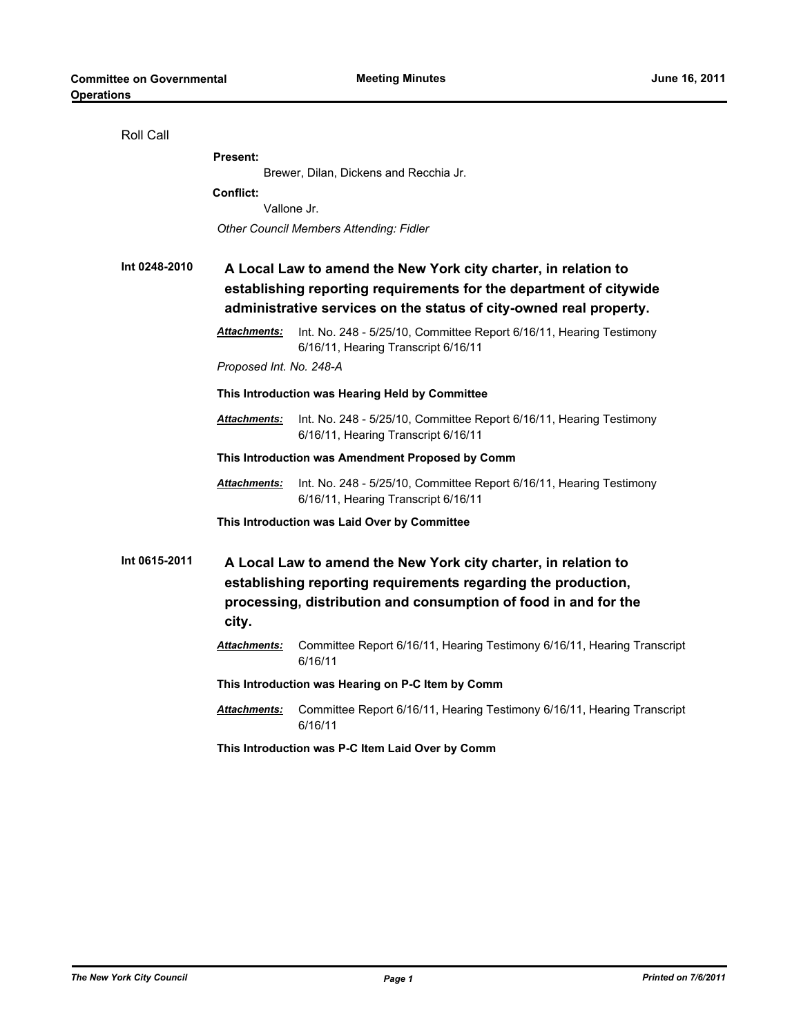Roll Call

**Present:**

Brewer, Dilan, Dickens and Recchia Jr.

**Conflict:**

Vallone Jr.

*Other Council Members Attending: Fidler*

## Int 0248-2010

**A Local Law to amend the New York city charter, in relation to establishing reporting requirements for the department of citywide administrative services on the status of city-owned real property.**

***Attachments:*** Int. No. 248 - 5/25/10, Committee Report 6/16/11, Hearing Testimony 6/16/11, Hearing Transcript 6/16/11

*Proposed Int. No. 248-A*

**This Introduction was Hearing Held by Committee**

***Attachments:*** Int. No. 248 - 5/25/10, Committee Report 6/16/11, Hearing Testimony 6/16/11, Hearing Transcript 6/16/11

**This Introduction was Amendment Proposed by Comm**

***Attachments:*** Int. No. 248 - 5/25/10, Committee Report 6/16/11, Hearing Testimony 6/16/11, Hearing Transcript 6/16/11

**This Introduction was Laid Over by Committee**

## Int 0615-2011

**A Local Law to amend the New York city charter, in relation to establishing reporting requirements regarding the production, processing, distribution and consumption of food in and for the city.**

***Attachments:*** Committee Report 6/16/11, Hearing Testimony 6/16/11, Hearing Transcript 6/16/11

**This Introduction was Hearing on P-C Item by Comm**

***Attachments:*** Committee Report 6/16/11, Hearing Testimony 6/16/11, Hearing Transcript 6/16/11

**This Introduction was P-C Item Laid Over by Comm**